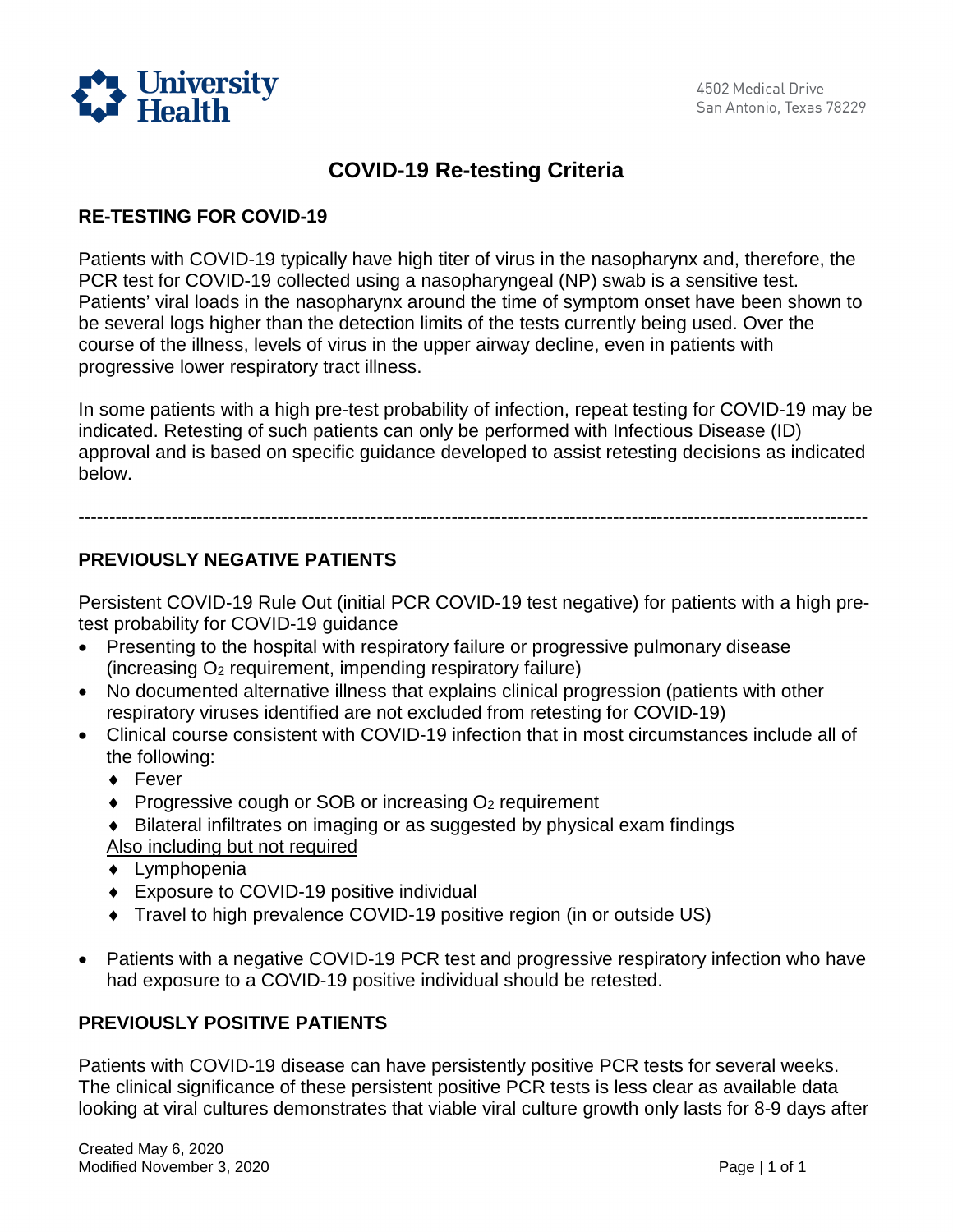University Health

4502 Medical Drive
San Antonio, Texas 78229

# COVID-19 Re-testing Criteria

## RE-TESTING FOR COVID-19

Patients with COVID-19 typically have high titer of virus in the nasopharynx and, therefore, the PCR test for COVID-19 collected using a nasopharyngeal (NP) swab is a sensitive test. Patients' viral loads in the nasopharynx around the time of symptom onset have been shown to be several logs higher than the detection limits of the tests currently being used. Over the course of the illness, levels of virus in the upper airway decline, even in patients with progressive lower respiratory tract illness.

In some patients with a high pre-test probability of infection, repeat testing for COVID-19 may be indicated. Retesting of such patients can only be performed with Infectious Disease (ID) approval and is based on specific guidance developed to assist retesting decisions as indicated below.

---

## PREVIOUSLY NEGATIVE PATIENTS

Persistent COVID-19 Rule Out (initial PCR COVID-19 test negative) for patients with a high pre-test probability for COVID-19 guidance

- Presenting to the hospital with respiratory failure or progressive pulmonary disease (increasing $O_2$ requirement, impending respiratory failure)
- No documented alternative illness that explains clinical progression (patients with other respiratory viruses identified are not excluded from retesting for COVID-19)
- Clinical course consistent with COVID-19 infection that in most circumstances include all of the following:
  - Fever
  - Progressive cough or SOB or increasing $O_2$ requirement
  - Bilateral infiltrates on imaging or as suggested by physical exam findings

  <u>Also including but not required</u>
  - Lymphopenia
  - Exposure to COVID-19 positive individual
  - Travel to high prevalence COVID-19 positive region (in or outside US)

- Patients with a negative COVID-19 PCR test and progressive respiratory infection who have had exposure to a COVID-19 positive individual should be retested.

## PREVIOUSLY POSITIVE PATIENTS

Patients with COVID-19 disease can have persistently positive PCR tests for several weeks. The clinical significance of these persistent positive PCR tests is less clear as available data looking at viral cultures demonstrates that viable viral culture growth only lasts for 8-9 days after

Created May 6, 2020
Modified November 3, 2020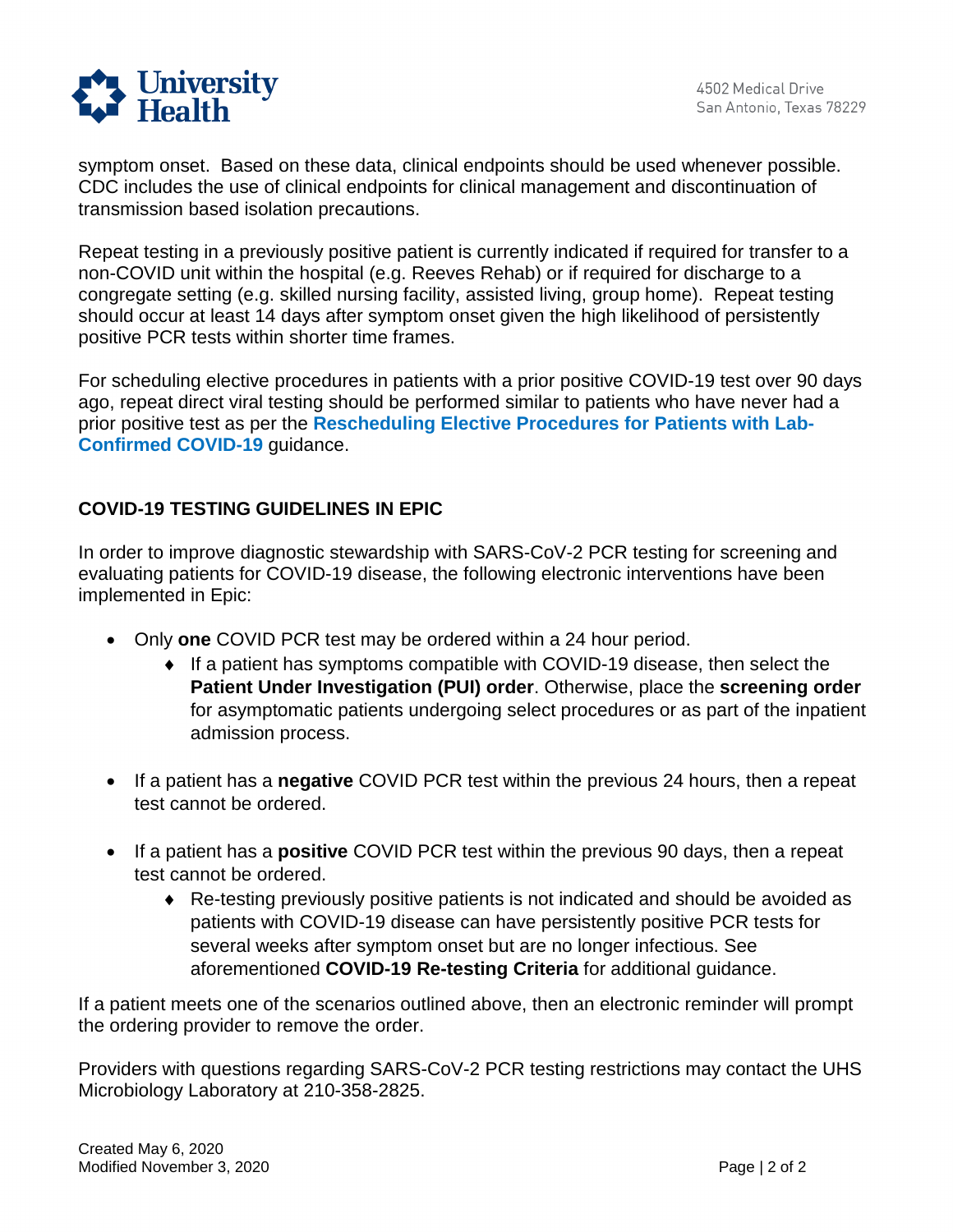symptom onset. Based on these data, clinical endpoints should be used whenever possible. CDC includes the use of clinical endpoints for clinical management and discontinuation of transmission based isolation precautions.

Repeat testing in a previously positive patient is currently indicated if required for transfer to a non-COVID unit within the hospital (e.g. Reeves Rehab) or if required for discharge to a congregate setting (e.g. skilled nursing facility, assisted living, group home). Repeat testing should occur at least 14 days after symptom onset given the high likelihood of persistently positive PCR tests within shorter time frames.

For scheduling elective procedures in patients with a prior positive COVID-19 test over 90 days ago, repeat direct viral testing should be performed similar to patients who have never had a prior positive test as per the **Rescheduling Elective Procedures for Patients with Lab-Confirmed COVID-19** guidance.

## COVID-19 TESTING GUIDELINES IN EPIC

In order to improve diagnostic stewardship with SARS-CoV-2 PCR testing for screening and evaluating patients for COVID-19 disease, the following electronic interventions have been implemented in Epic:

- Only **one** COVID PCR test may be ordered within a 24 hour period.
  - If a patient has symptoms compatible with COVID-19 disease, then select the **Patient Under Investigation (PUI) order**. Otherwise, place the **screening order** for asymptomatic patients undergoing select procedures or as part of the inpatient admission process.
- If a patient has a **negative** COVID PCR test within the previous 24 hours, then a repeat test cannot be ordered.
- If a patient has a **positive** COVID PCR test within the previous 90 days, then a repeat test cannot be ordered.
  - Re-testing previously positive patients is not indicated and should be avoided as patients with COVID-19 disease can have persistently positive PCR tests for several weeks after symptom onset but are no longer infectious. See aforementioned **COVID-19 Re-testing Criteria** for additional guidance.

If a patient meets one of the scenarios outlined above, then an electronic reminder will prompt the ordering provider to remove the order.

Providers with questions regarding SARS-CoV-2 PCR testing restrictions may contact the UHS Microbiology Laboratory at 210-358-2825.

Created May 6, 2020
Modified November 3, 2020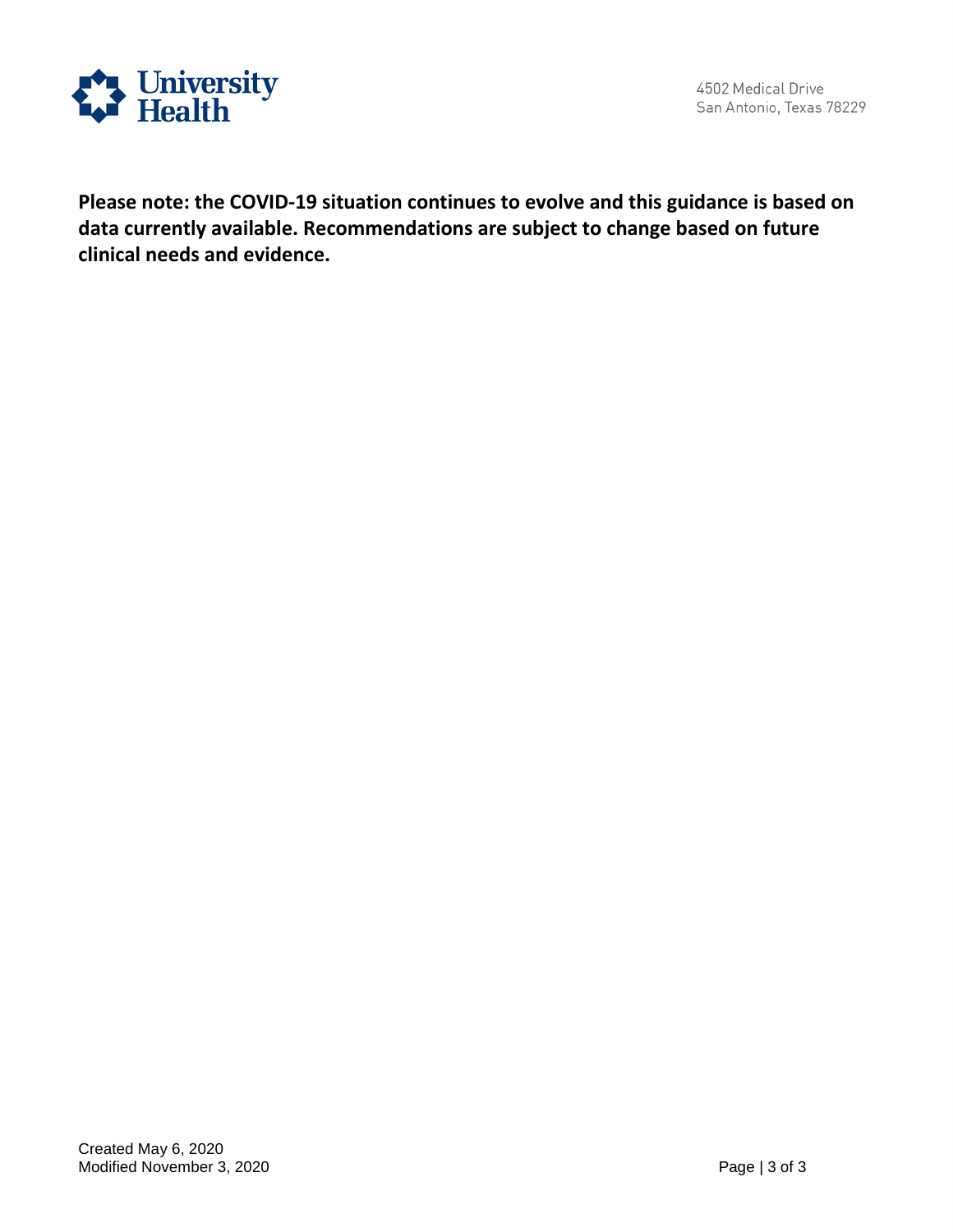**Please note: the COVID-19 situation continues to evolve and this guidance is based on data currently available. Recommendations are subject to change based on future clinical needs and evidence.**